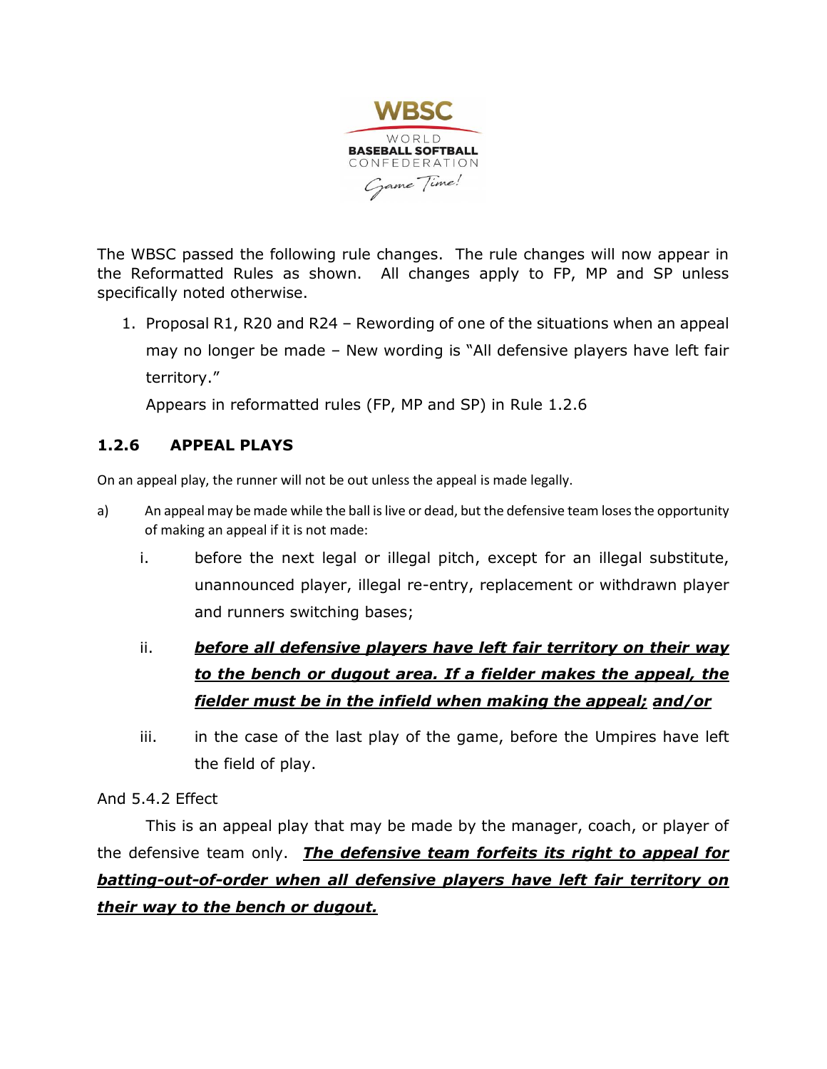WBSC

WORLD
BASEBALL SOFTBALL
CONFEDERATION
Game Time!

The WBSC passed the following rule changes. The rule changes will now appear in the Reformatted Rules as shown. All changes apply to FP, MP and SP unless specifically noted otherwise.

1. Proposal R1, R20 and R24 – Rewording of one of the situations when an appeal may no longer be made – New wording is "All defensive players have left fair territory."

   Appears in reformatted rules (FP, MP and SP) in Rule 1.2.6

### 1.2.6 APPEAL PLAYS

On an appeal play, the runner will not be out unless the appeal is made legally.

a) An appeal may be made while the ball is live or dead, but the defensive team loses the opportunity of making an appeal if it is not made:

   i. before the next legal or illegal pitch, except for an illegal substitute, unannounced player, illegal re-entry, replacement or withdrawn player and runners switching bases;

   ii. ***before all defensive players have left fair territory on their way to the bench or dugout area. If a fielder makes the appeal, the fielder must be in the infield when making the appeal;*** ***and/or***

   iii. in the case of the last play of the game, before the Umpires have left the field of play.

And 5.4.2 Effect

This is an appeal play that may be made by the manager, coach, or player of the defensive team only. ***The defensive team forfeits its right to appeal for batting-out-of-order when all defensive players have left fair territory on their way to the bench or dugout.***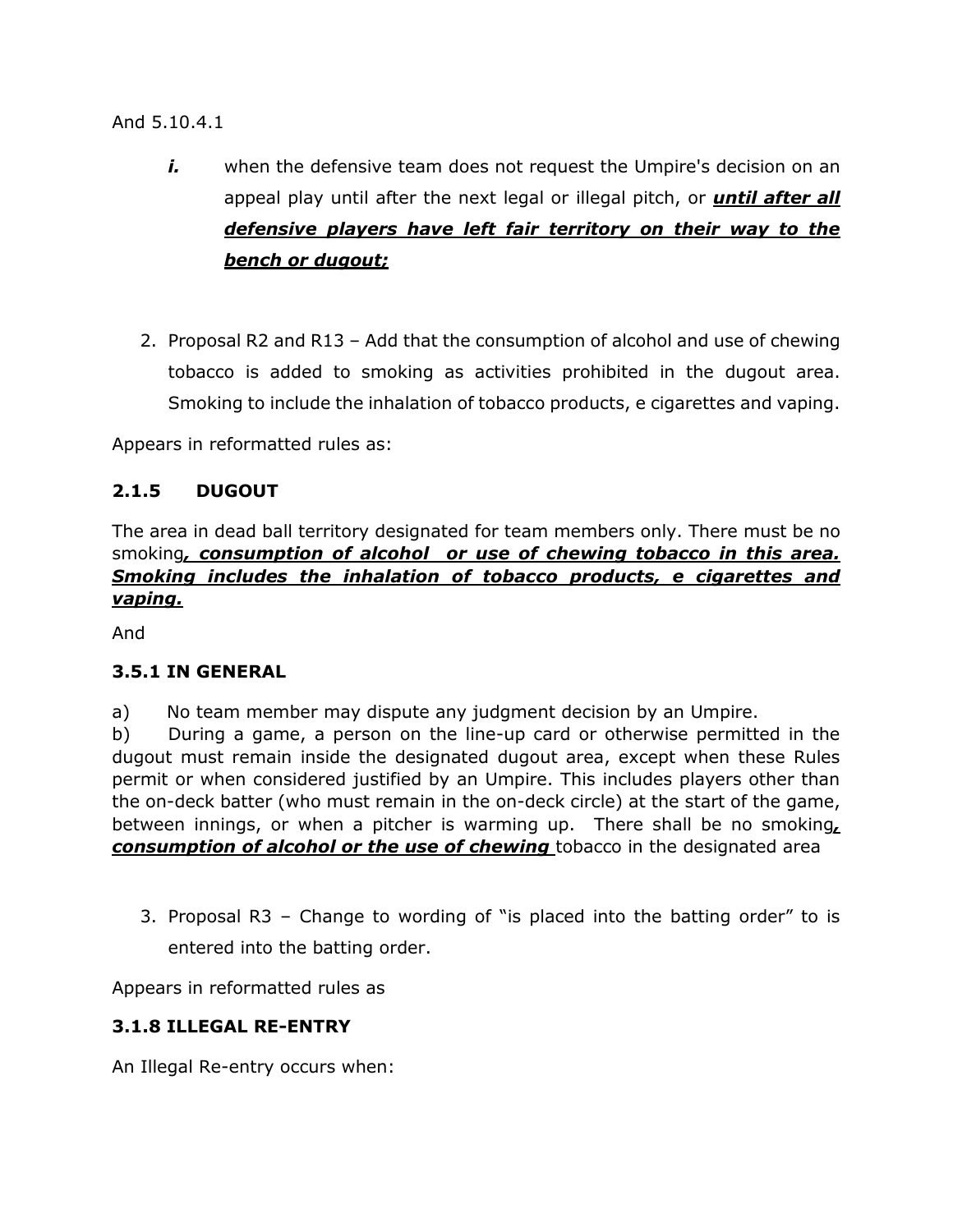And 5.10.4.1

- ***i.*** when the defensive team does not request the Umpire's decision on an appeal play until after the next legal or illegal pitch, or ***until after all defensive players have left fair territory on their way to the bench or dugout;***

2. Proposal R2 and R13 – Add that the consumption of alcohol and use of chewing tobacco is added to smoking as activities prohibited in the dugout area. Smoking to include the inhalation of tobacco products, e cigarettes and vaping.

Appears in reformatted rules as:

**2.1.5 DUGOUT**

The area in dead ball territory designated for team members only. There must be no smoking***, consumption of alcohol or use of chewing tobacco in this area. Smoking includes the inhalation of tobacco products, e cigarettes and vaping.***

And

**3.5.1 IN GENERAL**

a) No team member may dispute any judgment decision by an Umpire.
b) During a game, a person on the line-up card or otherwise permitted in the dugout must remain inside the designated dugout area, except when these Rules permit or when considered justified by an Umpire. This includes players other than the on-deck batter (who must remain in the on-deck circle) at the start of the game, between innings, or when a pitcher is warming up. There shall be no smoking***, consumption of alcohol or the use of chewing*** tobacco in the designated area

3. Proposal R3 – Change to wording of "is placed into the batting order" to is entered into the batting order.

Appears in reformatted rules as

**3.1.8 ILLEGAL RE-ENTRY**

An Illegal Re-entry occurs when: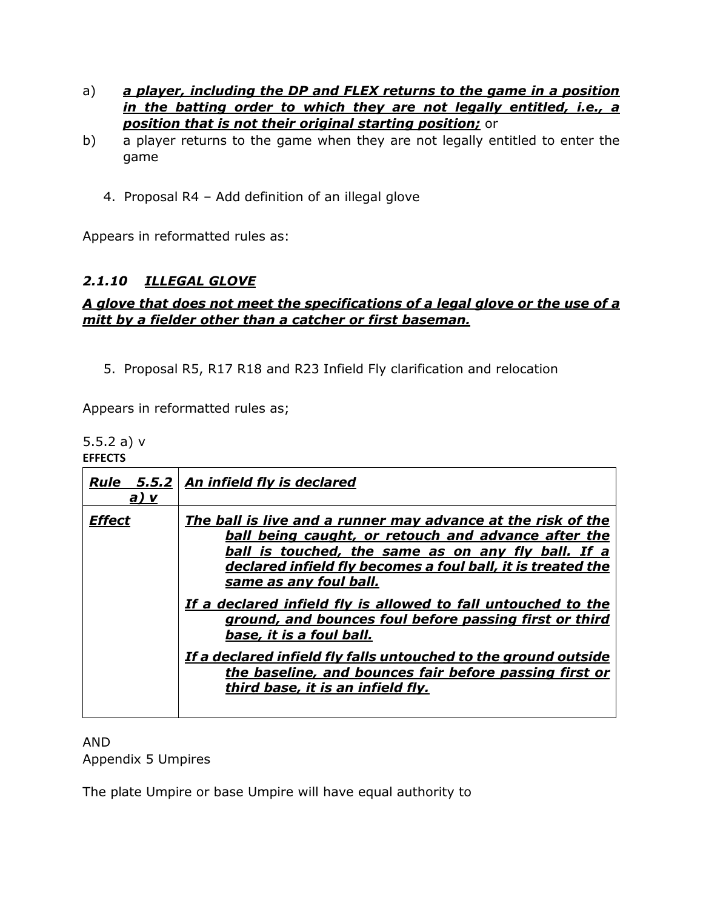a) ***a player, including the DP and FLEX returns to the game in a position in the batting order to which they are not legally entitled, i.e., a position that is not their original starting position;*** or

b) a player returns to the game when they are not legally entitled to enter the game

4. Proposal R4 – Add definition of an illegal glove

Appears in reformatted rules as:

### *2.1.10 ILLEGAL GLOVE*

***A glove that does not meet the specifications of a legal glove or the use of a mitt by a fielder other than a catcher or first baseman.***

5. Proposal R5, R17 R18 and R23 Infield Fly clarification and relocation

Appears in reformatted rules as;

5.5.2 a) v

**EFFECTS**

| ***Rule 5.5.2 a) v*** | ***An infield fly is declared*** |
|---|---|
| ***Effect*** | ***The ball is live and a runner may advance at the risk of the ball being caught, or retouch and advance after the ball is touched, the same as on any fly ball. If a declared infield fly becomes a foul ball, it is treated the same as any foul ball.*** <br><br> ***If a declared infield fly is allowed to fall untouched to the ground, and bounces foul before passing first or third base, it is a foul ball.*** <br><br> ***If a declared infield fly falls untouched to the ground outside the baseline, and bounces fair before passing first or third base, it is an infield fly.*** |

AND

Appendix 5 Umpires

The plate Umpire or base Umpire will have equal authority to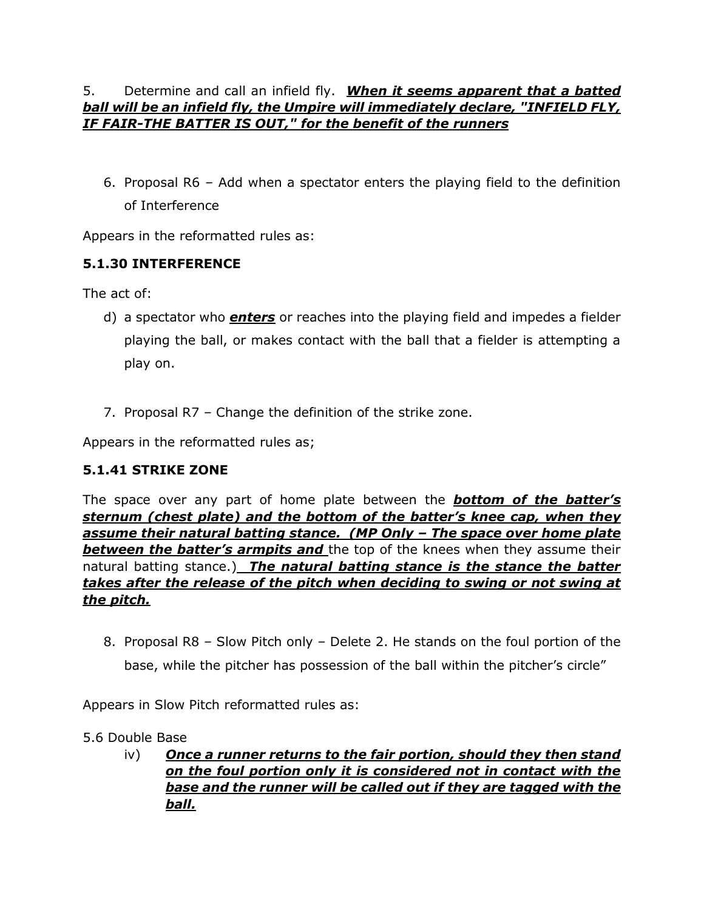5. Determine and call an infield fly. ***<u>When it seems apparent that a batted ball will be an infield fly, the Umpire will immediately declare, "INFIELD FLY, IF FAIR-THE BATTER IS OUT," for the benefit of the runners</u>***

6. Proposal R6 – Add when a spectator enters the playing field to the definition of Interference

Appears in the reformatted rules as:

**5.1.30 INTERFERENCE**

The act of:

d) a spectator who ***<u>enters</u>*** or reaches into the playing field and impedes a fielder playing the ball, or makes contact with the ball that a fielder is attempting a play on.

7. Proposal R7 – Change the definition of the strike zone.

Appears in the reformatted rules as;

**5.1.41 STRIKE ZONE**

The space over any part of home plate between the ***<u>bottom of the batter's sternum (chest plate) and the bottom of the batter's knee cap, when they assume their natural batting stance. (MP Only – The space over home plate between the batter's armpits and</u>*** the top of the knees when they assume their natural batting stance.) ***<u>The natural batting stance is the stance the batter takes after the release of the pitch when deciding to swing or not swing at the pitch.</u>***

8. Proposal R8 – Slow Pitch only – Delete 2. He stands on the foul portion of the base, while the pitcher has possession of the ball within the pitcher's circle"

Appears in Slow Pitch reformatted rules as:

5.6 Double Base

iv) ***<u>Once a runner returns to the fair portion, should they then stand on the foul portion only it is considered not in contact with the base and the runner will be called out if they are tagged with the ball.</u>***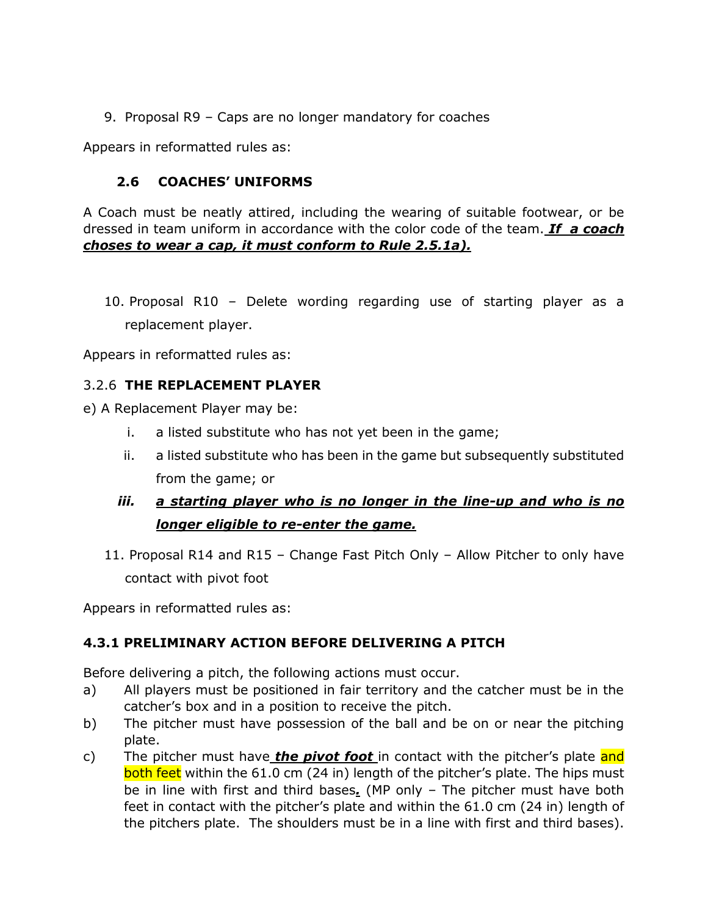9. Proposal R9 – Caps are no longer mandatory for coaches

Appears in reformatted rules as:

### 2.6 COACHES' UNIFORMS

A Coach must be neatly attired, including the wearing of suitable footwear, or be dressed in team uniform in accordance with the color code of the team. ***If a coach choses to wear a cap, it must conform to Rule 2.5.1a).***

10. Proposal R10 – Delete wording regarding use of starting player as a replacement player.

Appears in reformatted rules as:

### 3.2.6 THE REPLACEMENT PLAYER

e) A Replacement Player may be:

i. a listed substitute who has not yet been in the game;

ii. a listed substitute who has been in the game but subsequently substituted from the game; or

***iii. a starting player who is no longer in the line-up and who is no longer eligible to re-enter the game.***

11. Proposal R14 and R15 – Change Fast Pitch Only – Allow Pitcher to only have contact with pivot foot

Appears in reformatted rules as:

### 4.3.1 PRELIMINARY ACTION BEFORE DELIVERING A PITCH

Before delivering a pitch, the following actions must occur.

a) All players must be positioned in fair territory and the catcher must be in the catcher's box and in a position to receive the pitch.

b) The pitcher must have possession of the ball and be on or near the pitching plate.

c) The pitcher must have ***the pivot foot*** in contact with the pitcher's plate and both feet within the 61.0 cm (24 in) length of the pitcher's plate. The hips must be in line with first and third bases***.*** (MP only – The pitcher must have both feet in contact with the pitcher's plate and within the 61.0 cm (24 in) length of the pitchers plate. The shoulders must be in a line with first and third bases).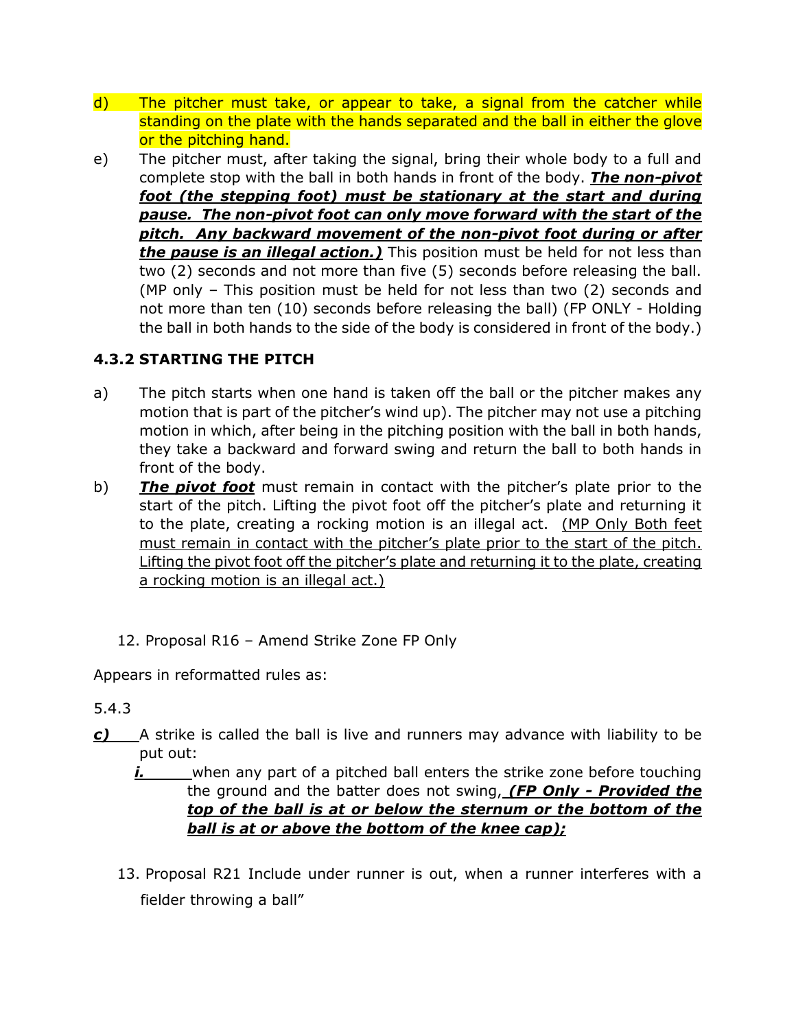d) The pitcher must take, or appear to take, a signal from the catcher while standing on the plate with the hands separated and the ball in either the glove or the pitching hand.

e) The pitcher must, after taking the signal, bring their whole body to a full and complete stop with the ball in both hands in front of the body. ***The non-pivot foot (the stepping foot) must be stationary at the start and during pause. The non-pivot foot can only move forward with the start of the pitch. Any backward movement of the non-pivot foot during or after the pause is an illegal action.)*** This position must be held for not less than two (2) seconds and not more than five (5) seconds before releasing the ball. (MP only – This position must be held for not less than two (2) seconds and not more than ten (10) seconds before releasing the ball) (FP ONLY - Holding the ball in both hands to the side of the body is considered in front of the body.)

### 4.3.2 STARTING THE PITCH

a) The pitch starts when one hand is taken off the ball or the pitcher makes any motion that is part of the pitcher's wind up). The pitcher may not use a pitching motion in which, after being in the pitching position with the ball in both hands, they take a backward and forward swing and return the ball to both hands in front of the body.

b) ***The pivot foot*** must remain in contact with the pitcher's plate prior to the start of the pitch. Lifting the pivot foot off the pitcher's plate and returning it to the plate, creating a rocking motion is an illegal act. (MP Only Both feet must remain in contact with the pitcher's plate prior to the start of the pitch. Lifting the pivot foot off the pitcher's plate and returning it to the plate, creating a rocking motion is an illegal act.)

12. Proposal R16 – Amend Strike Zone FP Only

Appears in reformatted rules as:

5.4.3

***c)*** A strike is called the ball is live and runners may advance with liability to be put out:

***i.*** when any part of a pitched ball enters the strike zone before touching the ground and the batter does not swing, ***(FP Only - Provided the top of the ball is at or below the sternum or the bottom of the ball is at or above the bottom of the knee cap);***

13. Proposal R21 Include under runner is out, when a runner interferes with a fielder throwing a ball"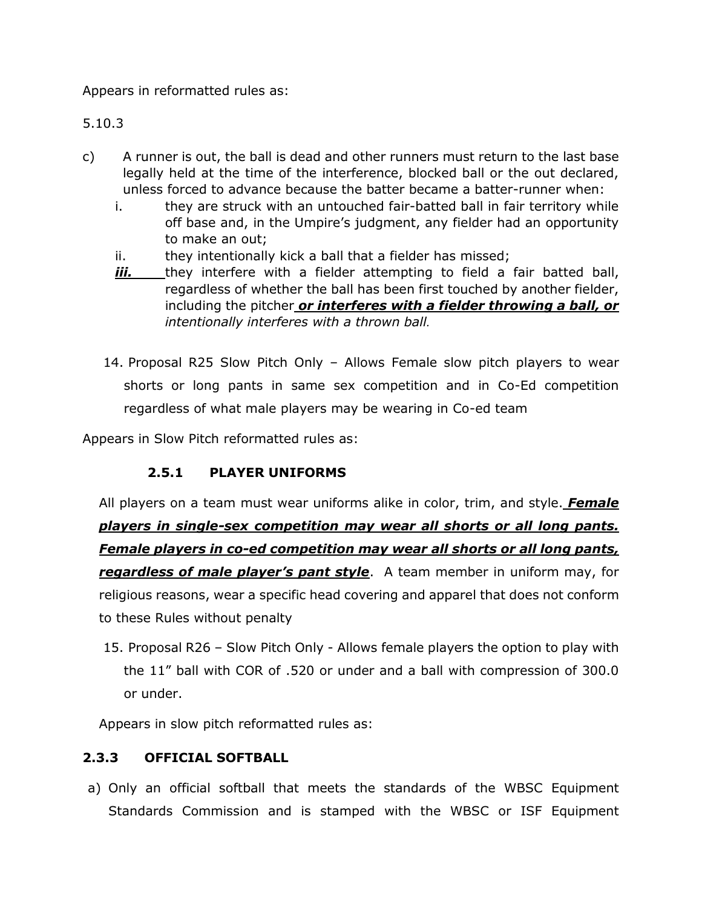Appears in reformatted rules as:

5.10.3

c) A runner is out, the ball is dead and other runners must return to the last base legally held at the time of the interference, blocked ball or the out declared, unless forced to advance because the batter became a batter-runner when:
   i. they are struck with an untouched fair-batted ball in fair territory while off base and, in the Umpire's judgment, any fielder had an opportunity to make an out;
   ii. they intentionally kick a ball that a fielder has missed;
   ***iii.*** they interfere with a fielder attempting to field a fair batted ball, regardless of whether the ball has been first touched by another fielder, including the pitcher ***or interferes with a fielder throwing a ball, or*** *intentionally interferes with a thrown ball.*

14. Proposal R25 Slow Pitch Only – Allows Female slow pitch players to wear shorts or long pants in same sex competition and in Co-Ed competition regardless of what male players may be wearing in Co-ed team

Appears in Slow Pitch reformatted rules as:

### 2.5.1 PLAYER UNIFORMS

All players on a team must wear uniforms alike in color, trim, and style. ***Female players in single-sex competition may wear all shorts or all long pants. Female players in co-ed competition may wear all shorts or all long pants, regardless of male player's pant style***. A team member in uniform may, for religious reasons, wear a specific head covering and apparel that does not conform to these Rules without penalty

15. Proposal R26 – Slow Pitch Only - Allows female players the option to play with the 11" ball with COR of .520 or under and a ball with compression of 300.0 or under.

Appears in slow pitch reformatted rules as:

### 2.3.3 OFFICIAL SOFTBALL

a) Only an official softball that meets the standards of the WBSC Equipment Standards Commission and is stamped with the WBSC or ISF Equipment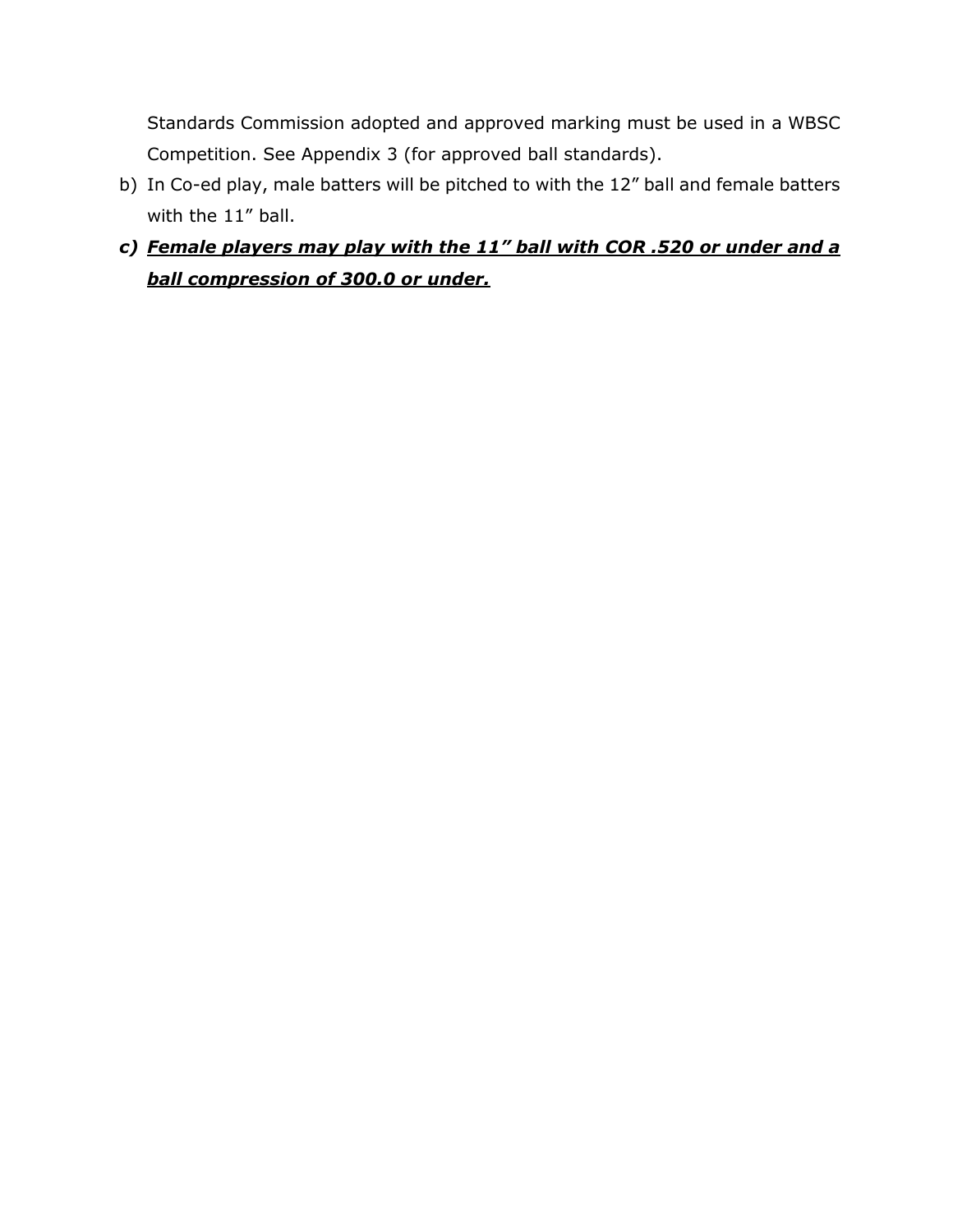Standards Commission adopted and approved marking must be used in a WBSC Competition. See Appendix 3 (for approved ball standards).

b) In Co-ed play, male batters will be pitched to with the 12" ball and female batters with the 11" ball.

c) ***<u>Female players may play with the 11" ball with COR .520 or under and a ball compression of 300.0 or under.</u>***